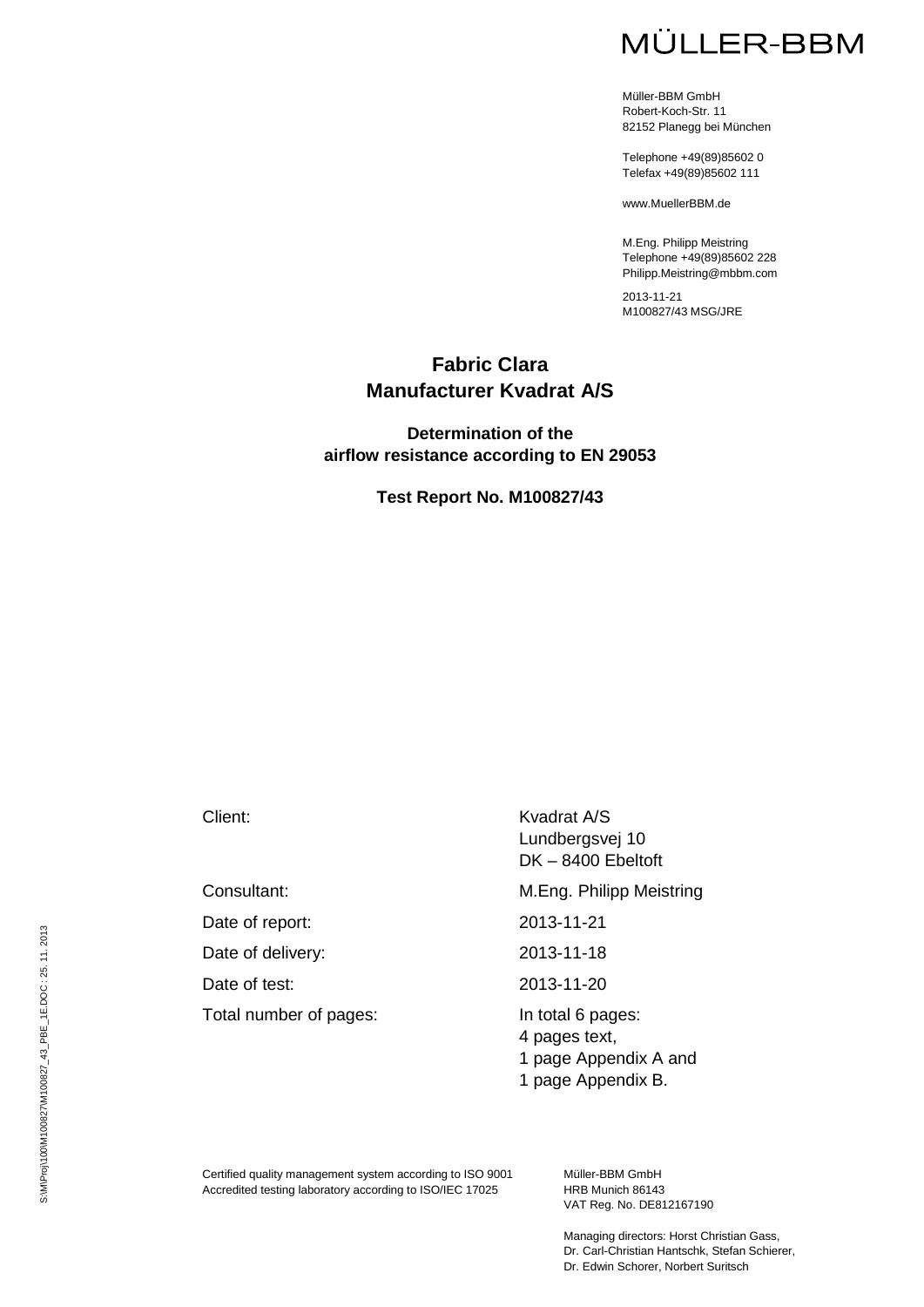MÜLLER-BBM

Müller-BBM GmbH
Robert-Koch-Str. 11
82152 Planegg bei München

Telephone +49(89)85602 0
Telefax +49(89)85602 111

www.MuellerBBM.de

M.Eng. Philipp Meistring
Telephone +49(89)85602 228
Philipp.Meistring@mbbm.com

2013-11-21
M100827/43 MSG/JRE

# Fabric Clara
# Manufacturer Kvadrat A/S

## Determination of the airflow resistance according to EN 29053

## Test Report No. M100827/43

| | |
|---|---|
| Client: | Kvadrat A/S<br>Lundbergsvej 10<br>DK – 8400 Ebeltoft |
| Consultant: | M.Eng. Philipp Meistring |
| Date of report: | 2013-11-21 |
| Date of delivery: | 2013-11-18 |
| Date of test: | 2013-11-20 |
| Total number of pages: | In total 6 pages:<br>4 pages text,<br>1 page Appendix A and<br>1 page Appendix B. |

S:\M\Proj\100\M100827\M100827_43_PBE_1E.DOC : 25. 11. 2013

Certified quality management system according to ISO 9001
Accredited testing laboratory according to ISO/IEC 17025

Müller-BBM GmbH
HRB Munich 86143
VAT Reg. No. DE812167190

Managing directors: Horst Christian Gass,
Dr. Carl-Christian Hantschk, Stefan Schierer,
Dr. Edwin Schorer, Norbert Suritsch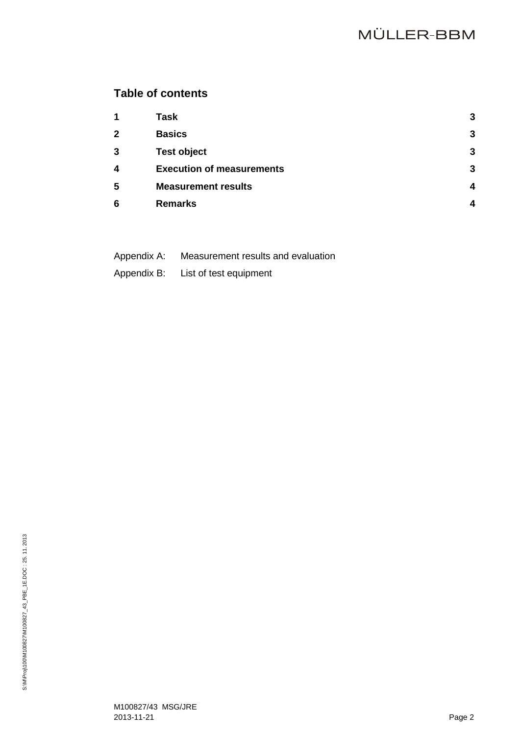## Table of contents

| | | |
|---|---|---|
| **1** | **Task** | **3** |
| **2** | **Basics** | **3** |
| **3** | **Test object** | **3** |
| **4** | **Execution of measurements** | **3** |
| **5** | **Measurement results** | **4** |
| **6** | **Remarks** | **4** |

Appendix A: Measurement results and evaluation

Appendix B: List of test equipment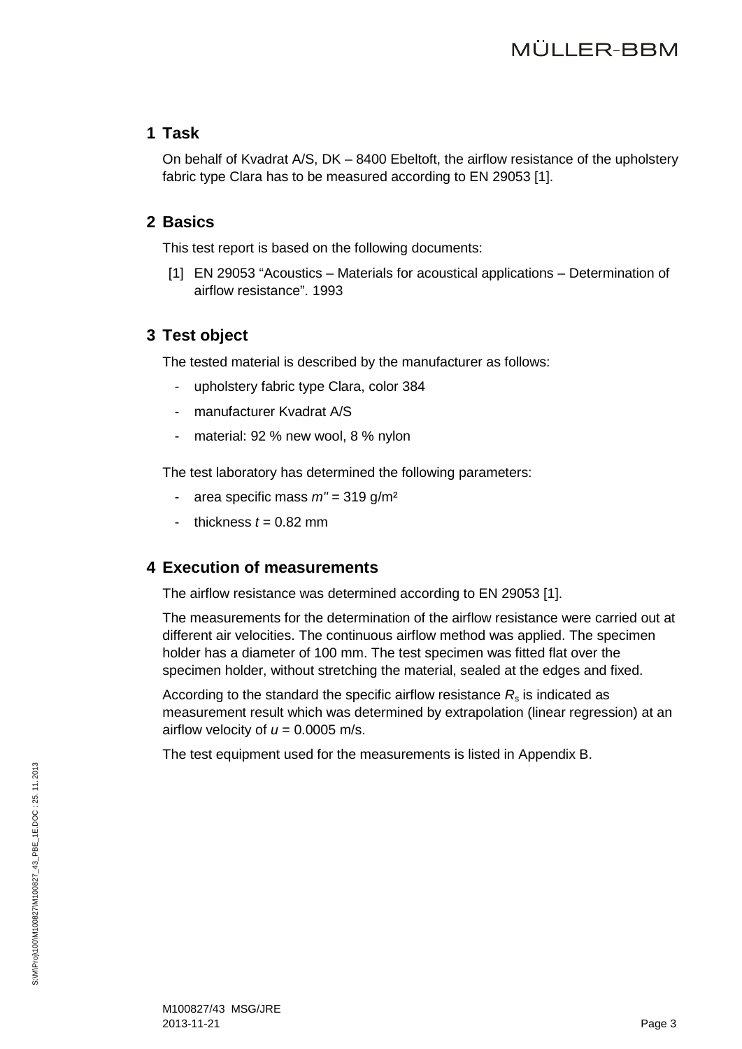## 1 Task

On behalf of Kvadrat A/S, DK – 8400 Ebeltoft, the airflow resistance of the upholstery fabric type Clara has to be measured according to EN 29053 [1].

## 2 Basics

This test report is based on the following documents:

[1] EN 29053 "Acoustics – Materials for acoustical applications – Determination of airflow resistance". 1993

## 3 Test object

The tested material is described by the manufacturer as follows:

- upholstery fabric type Clara, color 384
- manufacturer Kvadrat A/S
- material: 92 % new wool, 8 % nylon

The test laboratory has determined the following parameters:

- area specific mass $m''$ = 319 g/m²
- thickness $t$ = 0.82 mm

## 4 Execution of measurements

The airflow resistance was determined according to EN 29053 [1].

The measurements for the determination of the airflow resistance were carried out at different air velocities. The continuous airflow method was applied. The specimen holder has a diameter of 100 mm. The test specimen was fitted flat over the specimen holder, without stretching the material, sealed at the edges and fixed.

According to the standard the specific airflow resistance $R_s$ is indicated as measurement result which was determined by extrapolation (linear regression) at an airflow velocity of $u$ = 0.0005 m/s.

The test equipment used for the measurements is listed in Appendix B.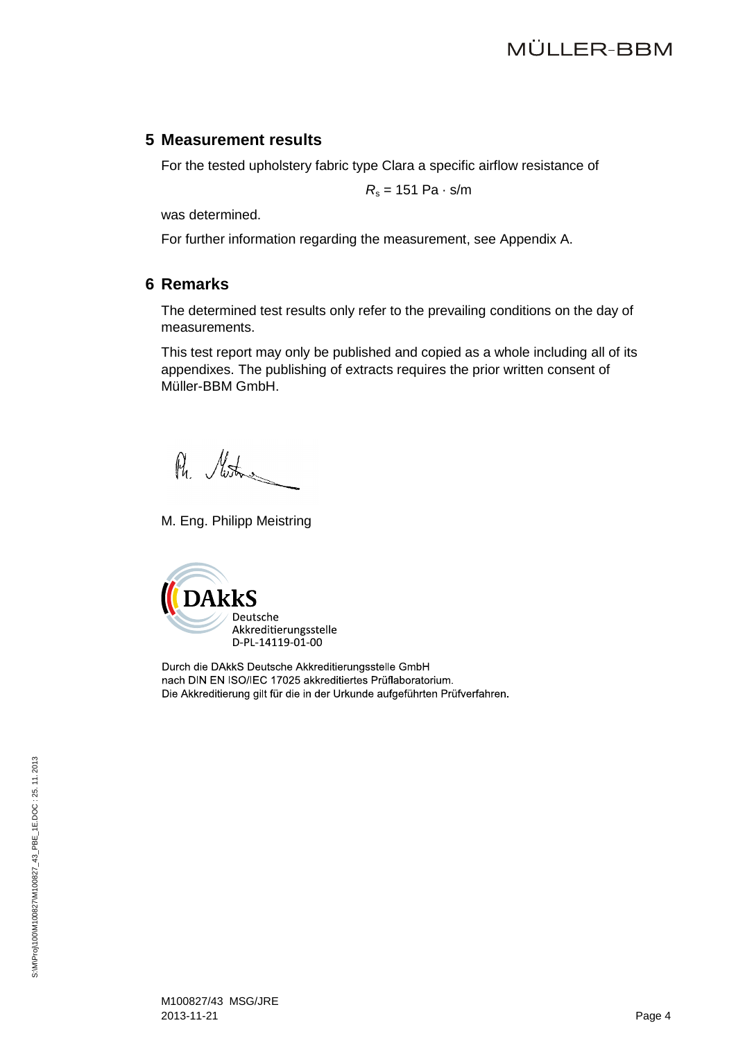## 5 Measurement results

For the tested upholstery fabric type Clara a specific airflow resistance of

$$R_s = 151 \text{ Pa} \cdot \text{s/m}$$

was determined.

For further information regarding the measurement, see Appendix A.

## 6 Remarks

The determined test results only refer to the prevailing conditions on the day of measurements.

This test report may only be published and copied as a whole including all of its appendixes. The publishing of extracts requires the prior written consent of Müller-BBM GmbH.

M. Eng. Philipp Meistring

DAkkS
Deutsche
Akkreditierungsstelle
D-PL-14119-01-00

Durch die DAkkS Deutsche Akkreditierungsstelle GmbH
nach DIN EN ISO/IEC 17025 akkreditiertes Prüflaboratorium.
Die Akkreditierung gilt für die in der Urkunde aufgeführten Prüfverfahren.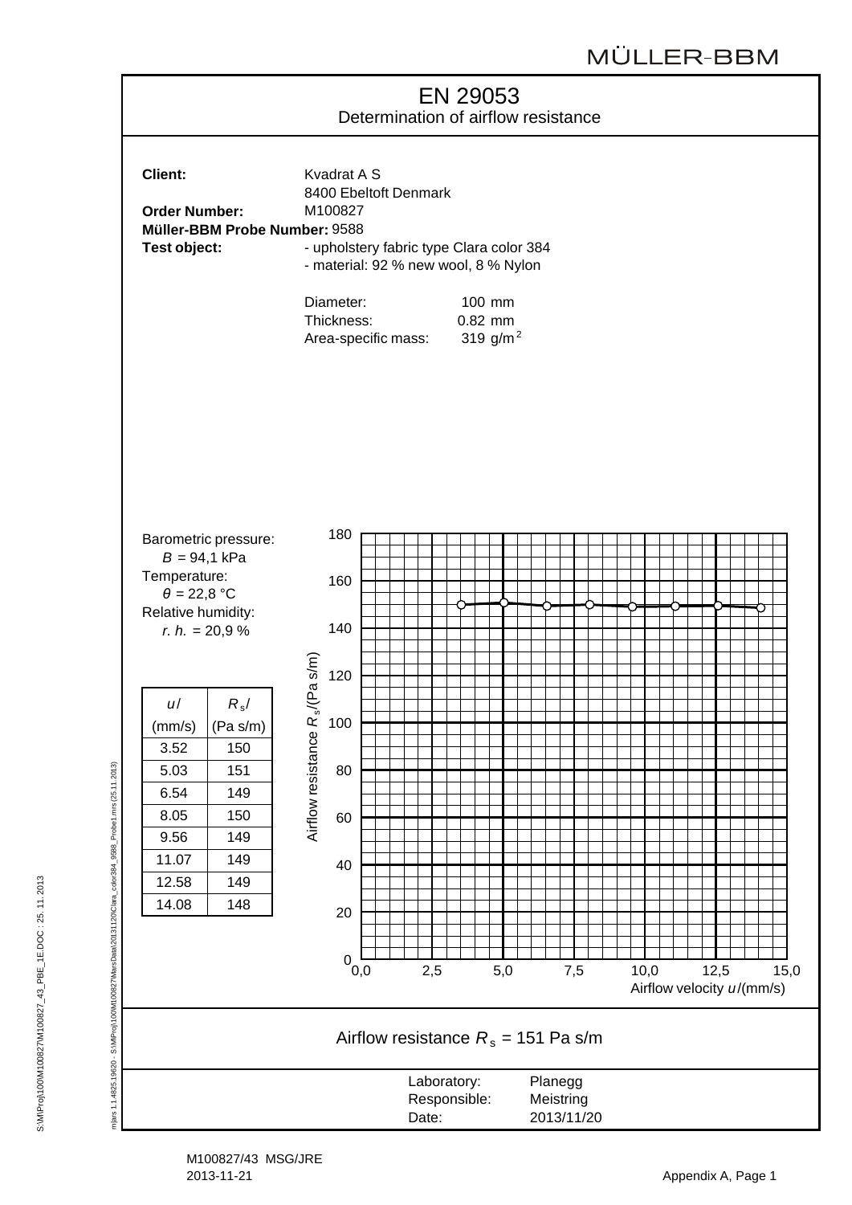MÜLLER-BBM

# EN 29053

Determination of airflow resistance

**Client:** Kvadrat A S
8400 Ebeltoft Denmark

**Order Number:** M100827

**Müller-BBM Probe Number:** 9588

**Test object:**
- upholstery fabric type Clara color 384
- material: 92 % new wool, 8 % Nylon

Diameter: 100 mm
Thickness: 0.82 mm
Area-specific mass: 319 g/m$^2$

Barometric pressure:
$B$ = 94,1 kPa

Temperature:
$\theta$ = 22,8 °C

Relative humidity:
*r. h.* = 20,9 %

| $u$/ (mm/s) | $R_s$/ (Pa s/m) |
|---|---|
| 3.52 | 150 |
| 5.03 | 151 |
| 6.54 | 149 |
| 8.05 | 150 |
| 9.56 | 149 |
| 11.07 | 149 |
| 12.58 | 149 |
| 14.08 | 148 |

Airflow resistance $R_s$/(Pa s/m) vs. Airflow velocity $u$/(mm/s)

Airflow resistance $R_s$ = 151 Pa s/m

Laboratory: Planegg
Responsible: Meistring
Date: 2013/11/20

M100827/43 MSG/JRE
2013-11-21

Appendix A, Page 1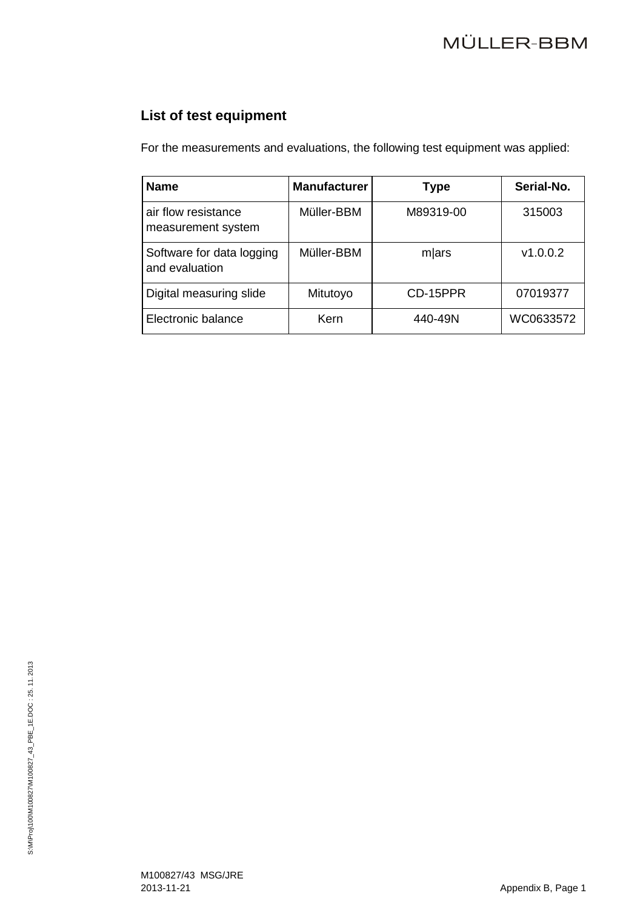## List of test equipment

For the measurements and evaluations, the following test equipment was applied:

| Name | Manufacturer | Type | Serial-No. |
|---|---|---|---|
| air flow resistance measurement system | Müller-BBM | M89319-00 | 315003 |
| Software for data logging and evaluation | Müller-BBM | m\|ars | v1.0.0.2 |
| Digital measuring slide | Mitutoyo | CD-15PPR | 07019377 |
| Electronic balance | Kern | 440-49N | WC0633572 |